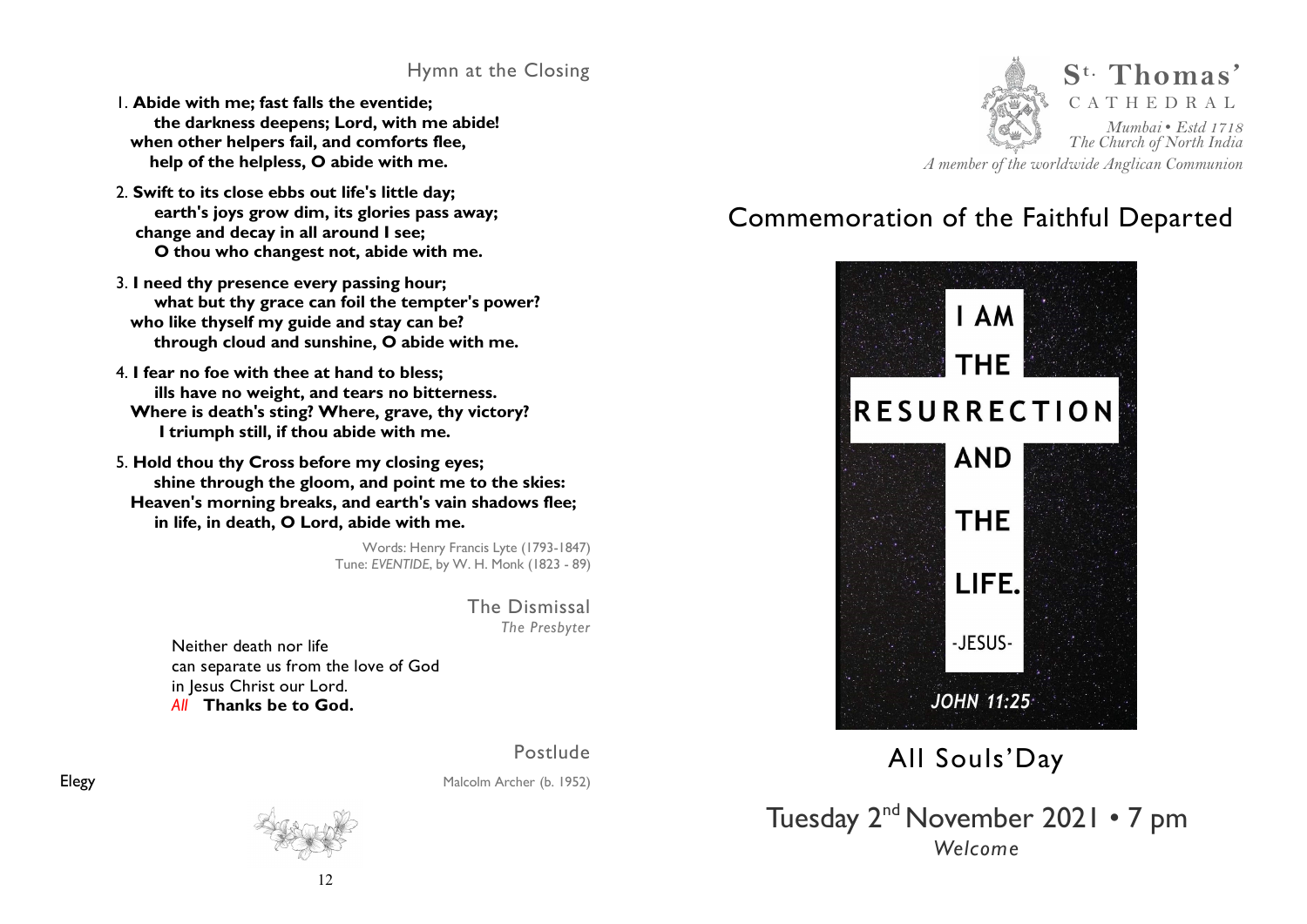## Hymn at the Closing

1. **Abide with me; fast falls the eventide;**
   **the darkness deepens; Lord, with me abide!**
   **when other helpers fail, and comforts flee,**
   **help of the helpless, O abide with me.**

2. **Swift to its close ebbs out life's little day;**
   **earth's joys grow dim, its glories pass away;**
   **change and decay in all around I see;**
   **O thou who changest not, abide with me.**

3. **I need thy presence every passing hour;**
   **what but thy grace can foil the tempter's power?**
   **who like thyself my guide and stay can be?**
   **through cloud and sunshine, O abide with me.**

4. **I fear no foe with thee at hand to bless;**
   **ills have no weight, and tears no bitterness.**
   **Where is death's sting? Where, grave, thy victory?**
   **I triumph still, if thou abide with me.**

5. **Hold thou thy Cross before my closing eyes;**
   **shine through the gloom, and point me to the skies:**
   **Heaven's morning breaks, and earth's vain shadows flee;**
   **in life, in death, O Lord, abide with me.**

Words: Henry Francis Lyte (1793-1847)
Tune: *EVENTIDE*, by W. H. Monk (1823 - 89)

## The Dismissal

*The Presbyter*

Neither death nor life
can separate us from the love of God
in Jesus Christ our Lord.
*All* **Thanks be to God.**

## Postlude

Elegy — Malcolm Archer (b. 1952)

---

**St. Thomas' CATHEDRAL**
*Mumbai • Estd 1718*
*The Church of North India*
*A member of the worldwide Anglican Communion*

# Commemoration of the Faithful Departed

I AM THE RESURRECTION AND THE LIFE.
-JESUS-
*JOHN 11:25*

## All Souls'Day

Tuesday 2nd November 2021 • 7 pm
*Welcome*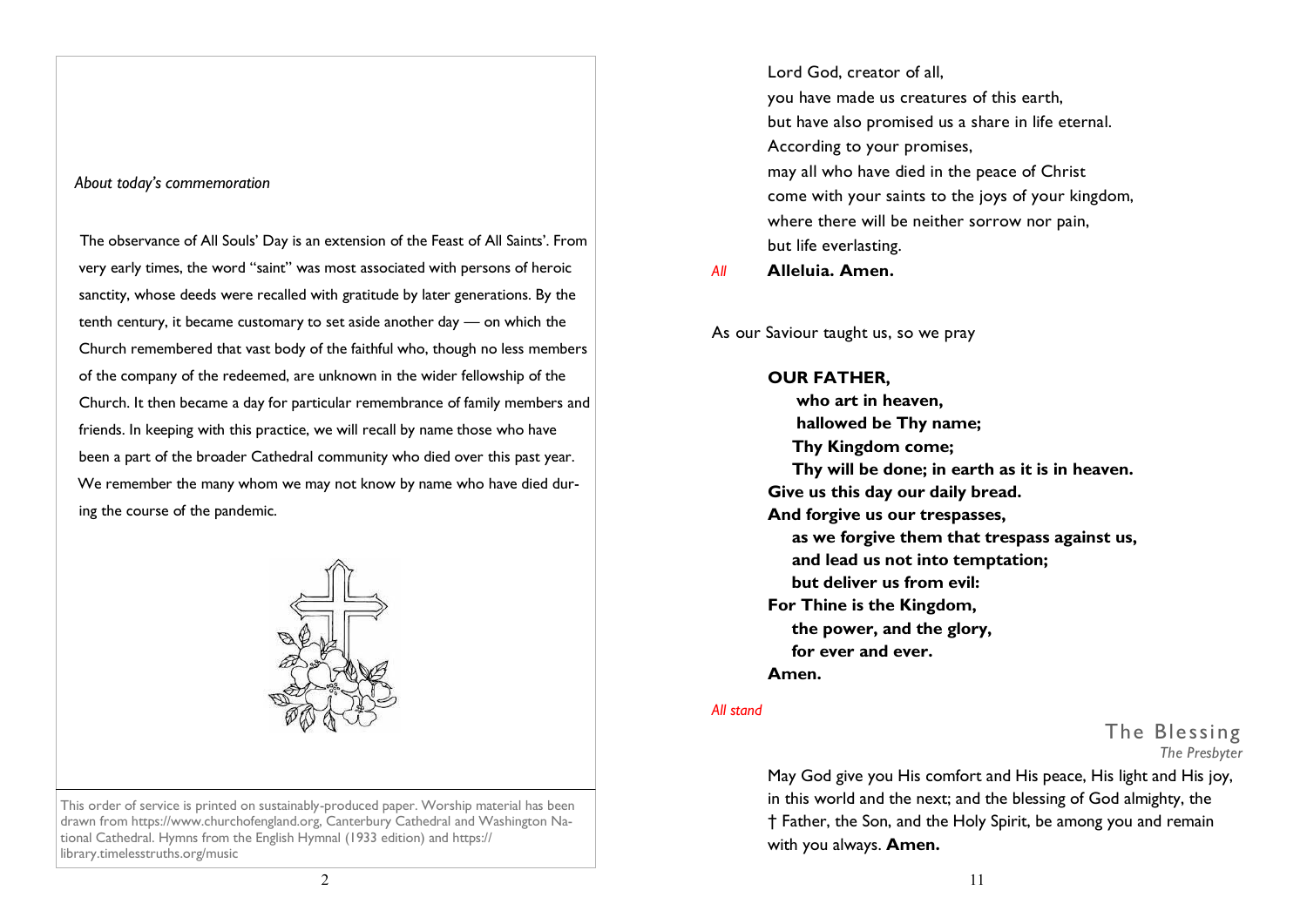*About today's commemoration*

The observance of All Souls' Day is an extension of the Feast of All Saints'. From very early times, the word "saint" was most associated with persons of heroic sanctity, whose deeds were recalled with gratitude by later generations. By the tenth century, it became customary to set aside another day — on which the Church remembered that vast body of the faithful who, though no less members of the company of the redeemed, are unknown in the wider fellowship of the Church. It then became a day for particular remembrance of family members and friends. In keeping with this practice, we will recall by name those who have been a part of the broader Cathedral community who died over this past year. We remember the many whom we may not know by name who have died during the course of the pandemic.

This order of service is printed on sustainably-produced paper. Worship material has been drawn from https://www.churchofengland.org, Canterbury Cathedral and Washington National Cathedral. Hymns from the English Hymnal (1933 edition) and https://library.timelesstruths.org/music

Lord God, creator of all,
you have made us creatures of this earth,
but have also promised us a share in life eternal.
According to your promises,
may all who have died in the peace of Christ
come with your saints to the joys of your kingdom,
where there will be neither sorrow nor pain,
but life everlasting.

*All* **Alleluia. Amen.**

As our Saviour taught us, so we pray

**OUR FATHER,**
**who art in heaven,**
**hallowed be Thy name;**
**Thy Kingdom come;**
**Thy will be done; in earth as it is in heaven.**
**Give us this day our daily bread.**
**And forgive us our trespasses,**
**as we forgive them that trespass against us,**
**and lead us not into temptation;**
**but deliver us from evil:**
**For Thine is the Kingdom,**
**the power, and the glory,**
**for ever and ever.**
**Amen.**

*All stand*

## The Blessing

*The Presbyter*

May God give you His comfort and His peace, His light and His joy, in this world and the next; and the blessing of God almighty, the † Father, the Son, and the Holy Spirit, be among you and remain with you always. **Amen.**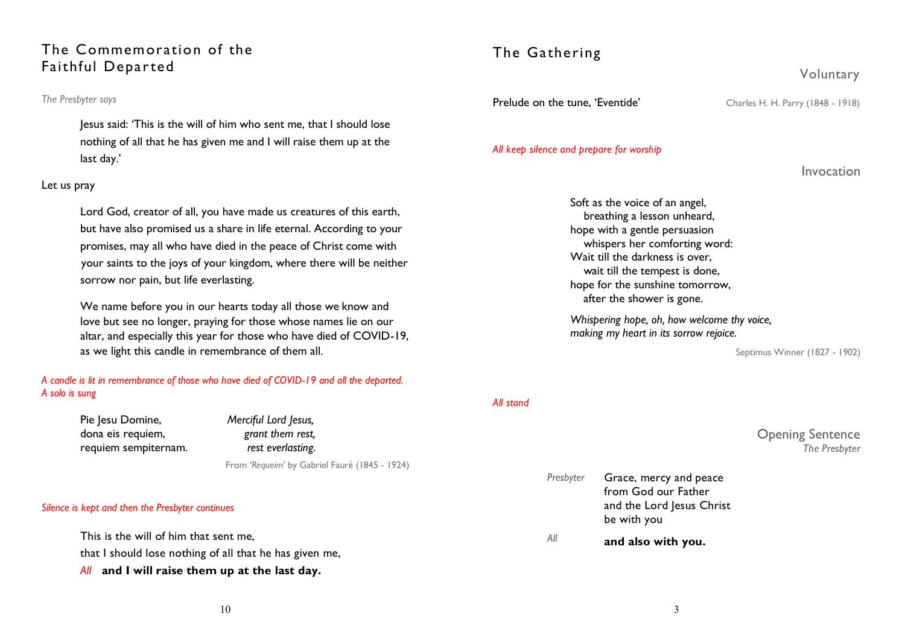## The Commemoration of the Faithful Departed

*The Presbyter says*

Jesus said: 'This is the will of him who sent me, that I should lose nothing of all that he has given me and I will raise them up at the last day.'

Let us pray

Lord God, creator of all, you have made us creatures of this earth, but have also promised us a share in life eternal. According to your promises, may all who have died in the peace of Christ come with your saints to the joys of your kingdom, where there will be neither sorrow nor pain, but life everlasting.

We name before you in our hearts today all those we know and love but see no longer, praying for those whose names lie on our altar, and especially this year for those who have died of COVID-19, as we light this candle in remembrance of them all.

*A candle is lit in remembrance of those who have died of COVID-19 and all the departed.*
*A solo is sung*

| | |
|---|---|
| Pie Jesu Domine, | *Merciful Lord Jesus,* |
| dona eis requiem, | *grant them rest,* |
| requiem sempiternam. | *rest everlasting.* |

From *'Requeim'* by Gabriel Fauré (1845 - 1924)

*Silence is kept and then the Presbyter continues*

This is the will of him that sent me,
that I should lose nothing of all that he has given me,
*All* **and I will raise them up at the last day.**

## The Gathering

### Voluntary

Prelude on the tune, 'Eventide' — Charles H. H. Parry (1848 - 1918)

*All keep silence and prepare for worship*

### Invocation

Soft as the voice of an angel,
breathing a lesson unheard,
hope with a gentle persuasion
whispers her comforting word:
Wait till the darkness is over,
wait till the tempest is done,
hope for the sunshine tomorrow,
after the shower is gone.

*Whispering hope, oh, how welcome thy voice,*
*making my heart in its sorrow rejoice.*

Septimus Winner (1827 - 1902)

*All stand*

### Opening Sentence
*The Presbyter*

*Presbyter* Grace, mercy and peace
from God our Father
and the Lord Jesus Christ
be with you

*All* **and also with you.**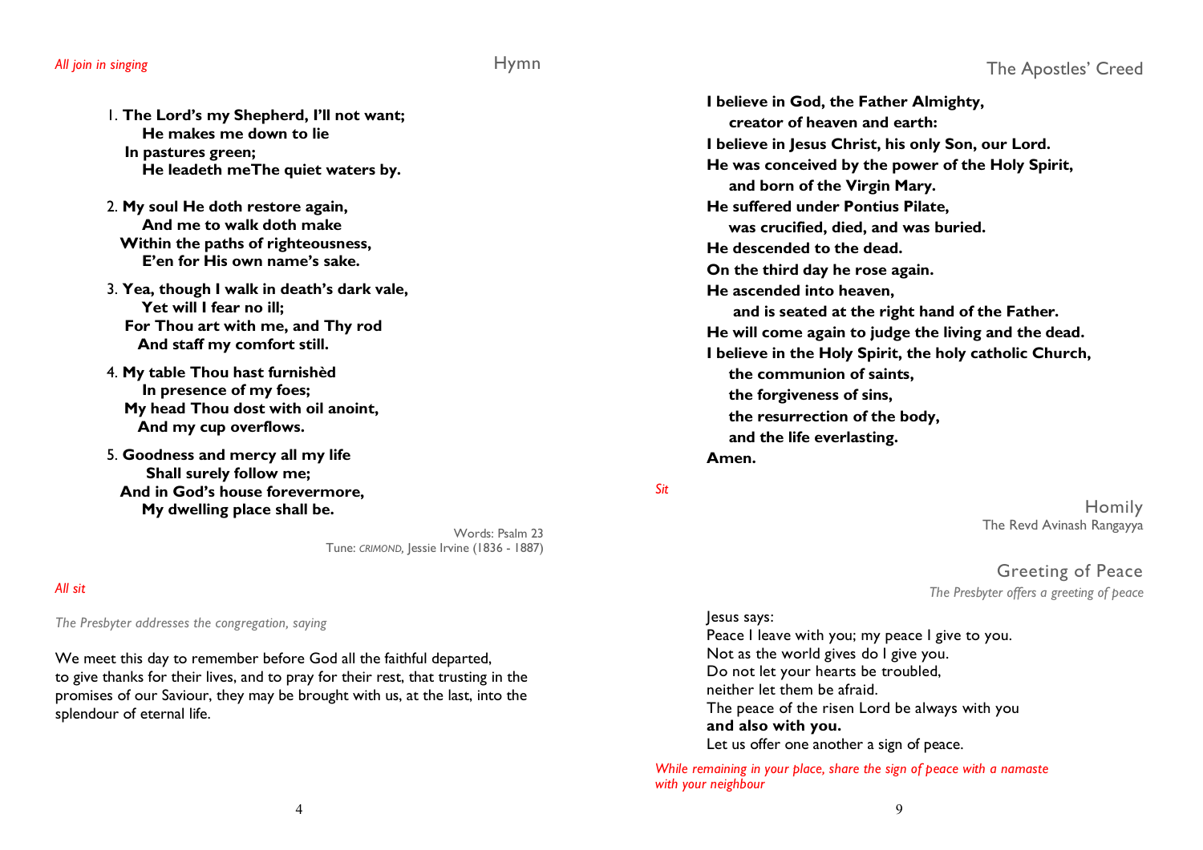*All join in singing*

## Hymn

1. **The Lord's my Shepherd, I'll not want;**
   **He makes me down to lie**
   **In pastures green;**
   **He leadeth meThe quiet waters by.**

2. **My soul He doth restore again,**
   **And me to walk doth make**
   **Within the paths of righteousness,**
   **E'en for His own name's sake.**

3. **Yea, though I walk in death's dark vale,**
   **Yet will I fear no ill;**
   **For Thou art with me, and Thy rod**
   **And staff my comfort still.**

4. **My table Thou hast furnishèd**
   **In presence of my foes;**
   **My head Thou dost with oil anoint,**
   **And my cup overflows.**

5. **Goodness and mercy all my life**
   **Shall surely follow me;**
   **And in God's house forevermore,**
   **My dwelling place shall be.**

Words: Psalm 23
Tune: *CRIMOND*, Jessie Irvine (1836 - 1887)

*All sit*

*The Presbyter addresses the congregation, saying*

We meet this day to remember before God all the faithful departed, to give thanks for their lives, and to pray for their rest, that trusting in the promises of our Saviour, they may be brought with us, at the last, into the splendour of eternal life.

## The Apostles' Creed

**I believe in God, the Father Almighty,**
**creator of heaven and earth:**
**I believe in Jesus Christ, his only Son, our Lord.**
**He was conceived by the power of the Holy Spirit,**
**and born of the Virgin Mary.**
**He suffered under Pontius Pilate,**
**was crucified, died, and was buried.**
**He descended to the dead.**
**On the third day he rose again.**
**He ascended into heaven,**
**and is seated at the right hand of the Father.**
**He will come again to judge the living and the dead.**
**I believe in the Holy Spirit, the holy catholic Church,**
**the communion of saints,**
**the forgiveness of sins,**
**the resurrection of the body,**
**and the life everlasting.**
**Amen.**

*Sit*

## Homily

The Revd Avinash Rangayya

## Greeting of Peace

*The Presbyter offers a greeting of peace*

Jesus says:
Peace I leave with you; my peace I give to you.
Not as the world gives do I give you.
Do not let your hearts be troubled,
neither let them be afraid.
The peace of the risen Lord be always with you
**and also with you.**
Let us offer one another a sign of peace.

*While remaining in your place, share the sign of peace with a namaste with your neighbour*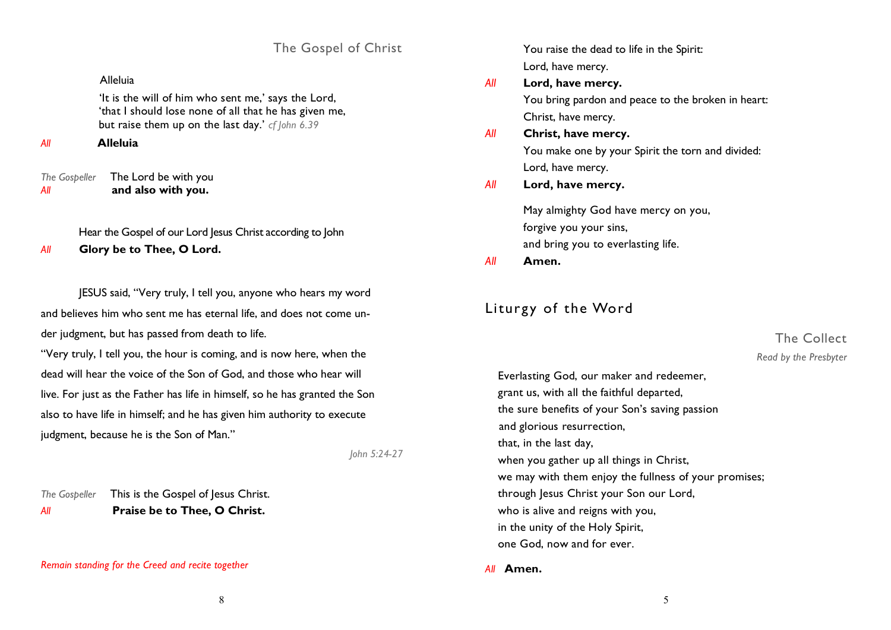## The Gospel of Christ

Alleluia

'It is the will of him who sent me,' says the Lord,
'that I should lose none of all that he has given me,
but raise them up on the last day.' *cf John 6.39*

*All* **Alleluia**

*The Gospeller* The Lord be with you
*All* **and also with you.**

Hear the Gospel of our Lord Jesus Christ according to John
*All* **Glory be to Thee, O Lord.**

JESUS said, "Very truly, I tell you, anyone who hears my word and believes him who sent me has eternal life, and does not come under judgment, but has passed from death to life.
"Very truly, I tell you, the hour is coming, and is now here, when the dead will hear the voice of the Son of God, and those who hear will live. For just as the Father has life in himself, so he has granted the Son also to have life in himself; and he has given him authority to execute judgment, because he is the Son of Man."

*John 5:24-27*

*The Gospeller* This is the Gospel of Jesus Christ.
*All* **Praise be to Thee, O Christ.**

*Remain standing for the Creed and recite together*

You raise the dead to life in the Spirit:
Lord, have mercy.
*All* **Lord, have mercy.**
You bring pardon and peace to the broken in heart:
Christ, have mercy.
*All* **Christ, have mercy.**
You make one by your Spirit the torn and divided:
Lord, have mercy.
*All* **Lord, have mercy.**

May almighty God have mercy on you,
forgive you your sins,
and bring you to everlasting life.
*All* **Amen.**

# Liturgy of the Word

## The Collect

*Read by the Presbyter*

Everlasting God, our maker and redeemer,
grant us, with all the faithful departed,
the sure benefits of your Son's saving passion
and glorious resurrection,
that, in the last day,
when you gather up all things in Christ,
we may with them enjoy the fullness of your promises;
through Jesus Christ your Son our Lord,
who is alive and reigns with you,
in the unity of the Holy Spirit,
one God, now and for ever.

*All* **Amen.**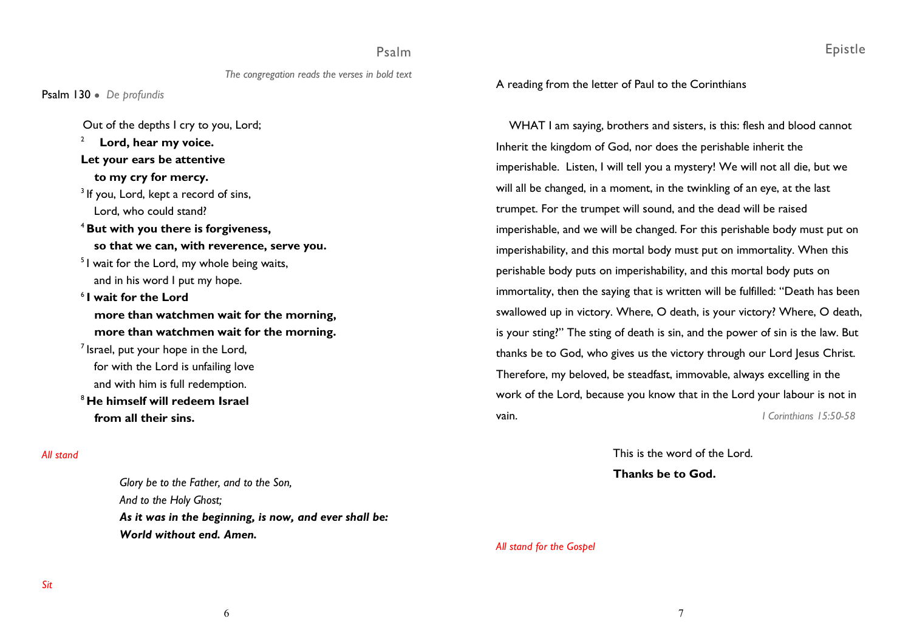## Psalm

*The congregation reads the verses in bold text*

Psalm 130 • *De profundis*

Out of the depths I cry to you, Lord;
[2] **Lord, hear my voice.**
**Let your ears be attentive**
**to my cry for mercy.**
[3] If you, Lord, kept a record of sins,
Lord, who could stand?
[4] **But with you there is forgiveness,**
**so that we can, with reverence, serve you.**
[5] I wait for the Lord, my whole being waits,
and in his word I put my hope.
[6] **I wait for the Lord**
**more than watchmen wait for the morning,**
**more than watchmen wait for the morning.**
[7] Israel, put your hope in the Lord,
for with the Lord is unfailing love
and with him is full redemption.
[8] **He himself will redeem Israel**
**from all their sins.**

*All stand*

*Glory be to the Father, and to the Son,*
*And to the Holy Ghost;*
***As it was in the beginning, is now, and ever shall be:***
***World without end. Amen.***

*Sit*

## Epistle

A reading from the letter of Paul to the Corinthians

WHAT I am saying, brothers and sisters, is this: flesh and blood cannot Inherit the kingdom of God, nor does the perishable inherit the imperishable. Listen, I will tell you a mystery! We will not all die, but we will all be changed, in a moment, in the twinkling of an eye, at the last trumpet. For the trumpet will sound, and the dead will be raised imperishable, and we will be changed. For this perishable body must put on imperishability, and this mortal body must put on immortality. When this perishable body puts on imperishability, and this mortal body puts on immortality, then the saying that is written will be fulfilled: "Death has been swallowed up in victory. Where, O death, is your victory? Where, O death, is your sting?" The sting of death is sin, and the power of sin is the law. But thanks be to God, who gives us the victory through our Lord Jesus Christ. Therefore, my beloved, be steadfast, immovable, always excelling in the work of the Lord, because you know that in the Lord your labour is not in vain. *I Corinthians 15:50-58*

This is the word of the Lord.
**Thanks be to God.**

*All stand for the Gospel*